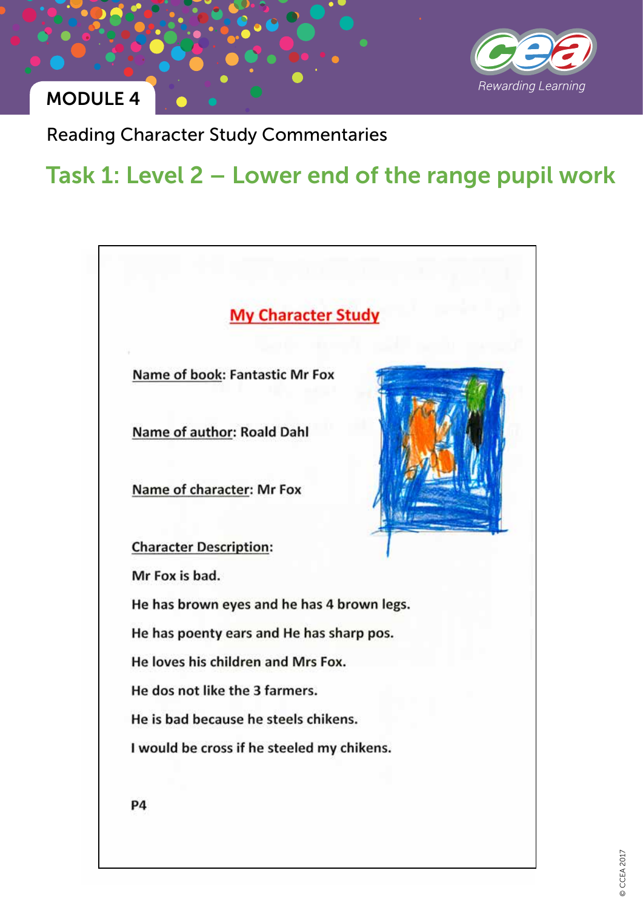MODULE 4

Reading Character Study Commentaries

# Task 1: Level 2 – Lower end of the range pupil work

## My Character Study

**Name of book:** Fantastic Mr Fox

**Name of author:** Roald Dahl

**Name of character:** Mr Fox

**Character Description:**

Mr Fox is bad.

He has brown eyes and he has 4 brown legs.

He has poenty ears and He has sharp pos.

He loves his children and Mrs Fox.

He dos not like the 3 farmers.

He is bad because he steels chikens.

I would be cross if he steeled my chikens.

P4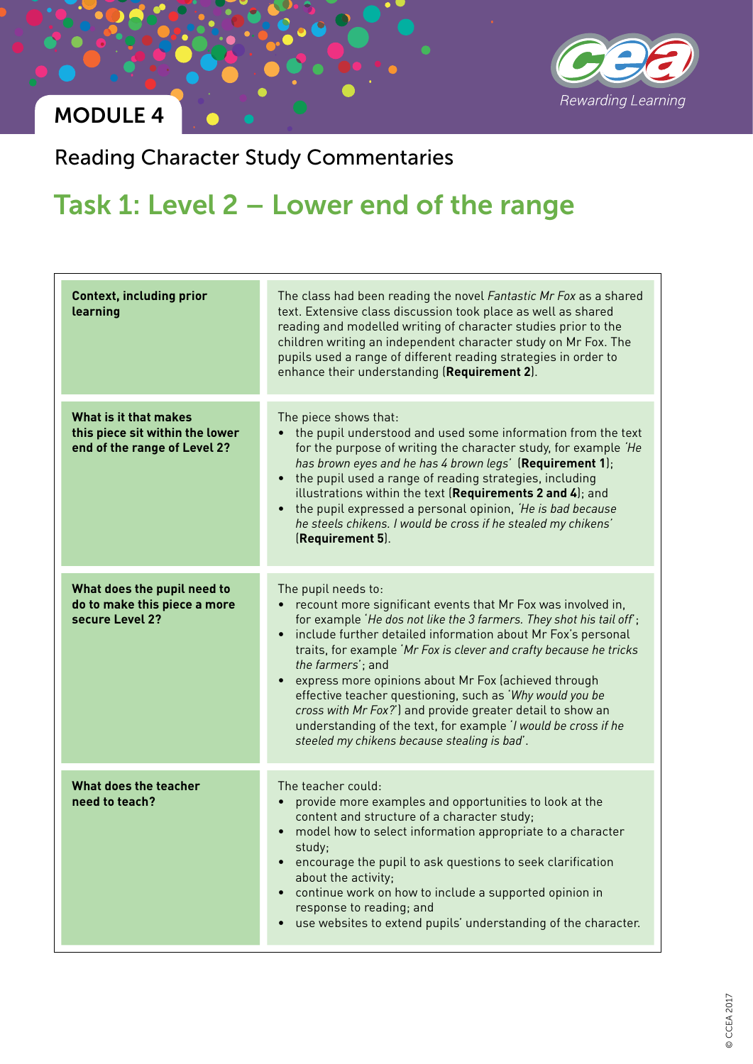MODULE 4

Reading Character Study Commentaries

# Task 1: Level 2 – Lower end of the range

| | |
|---|---|
| **Context, including prior learning** | The class had been reading the novel *Fantastic Mr Fox* as a shared text. Extensive class discussion took place as well as shared reading and modelled writing of character studies prior to the children writing an independent character study on Mr Fox. The pupils used a range of different reading strategies in order to enhance their understanding (**Requirement 2**). |
| **What is it that makes this piece sit within the lower end of the range of Level 2?** | The piece shows that:<br>• the pupil understood and used some information from the text for the purpose of writing the character study, for example *'He has brown eyes and he has 4 brown legs'* (**Requirement 1**);<br>• the pupil used a range of reading strategies, including illustrations within the text (**Requirements 2 and 4**); and<br>• the pupil expressed a personal opinion, *'He is bad because he steels chikens. I would be cross if he stealed my chikens'* (**Requirement 5**). |
| **What does the pupil need to do to make this piece a more secure Level 2?** | The pupil needs to:<br>• recount more significant events that Mr Fox was involved in, for example *'He dos not like the 3 farmers. They shot his tail off'*;<br>• include further detailed information about Mr Fox's personal traits, for example *'Mr Fox is clever and crafty because he tricks the farmers'*; and<br>• express more opinions about Mr Fox (achieved through effective teacher questioning, such as *'Why would you be cross with Mr Fox?'*) and provide greater detail to show an understanding of the text, for example *'I would be cross if he steeled my chikens because stealing is bad'*. |
| **What does the teacher need to teach?** | The teacher could:<br>• provide more examples and opportunities to look at the content and structure of a character study;<br>• model how to select information appropriate to a character study;<br>• encourage the pupil to ask questions to seek clarification about the activity;<br>• continue work on how to include a supported opinion in response to reading; and<br>• use websites to extend pupils' understanding of the character. |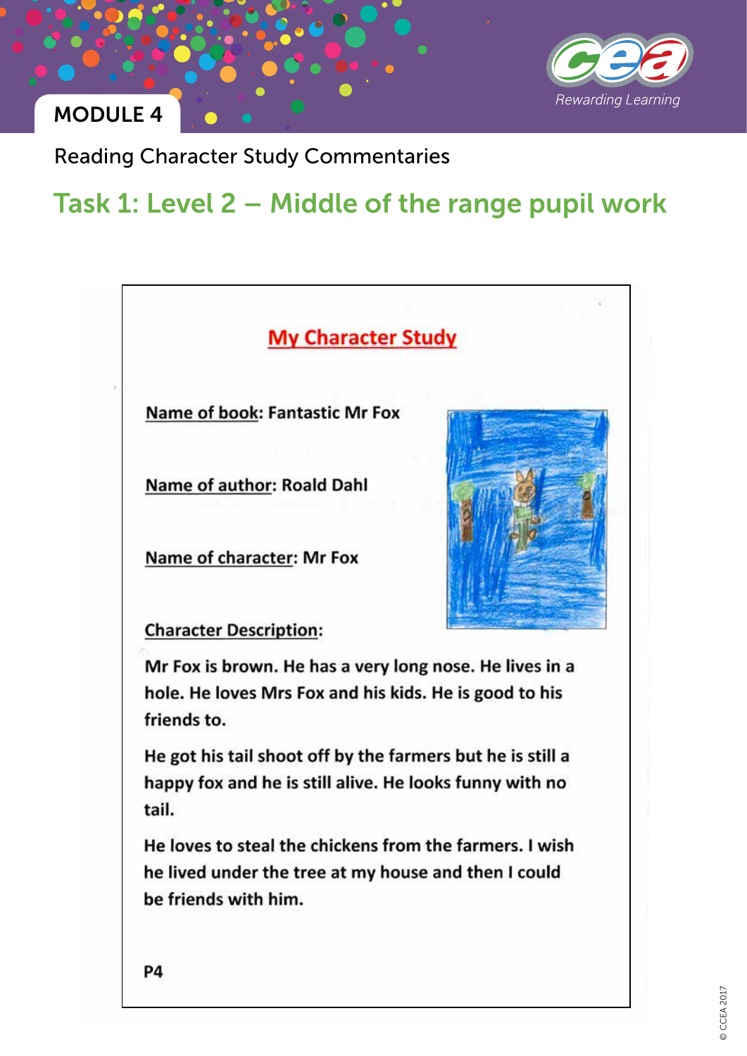MODULE 4

Reading Character Study Commentaries

# Task 1: Level 2 – Middle of the range pupil work

## My Character Study

**Name of book**: Fantastic Mr Fox

**Name of author**: Roald Dahl

**Name of character**: Mr Fox

**Character Description:**

Mr Fox is brown. He has a very long nose. He lives in a hole. He loves Mrs Fox and his kids. He is good to his friends to.

He got his tail shoot off by the farmers but he is still a happy fox and he is still alive. He looks funny with no tail.

He loves to steal the chickens from the farmers. I wish he lived under the tree at my house and then I could be friends with him.

P4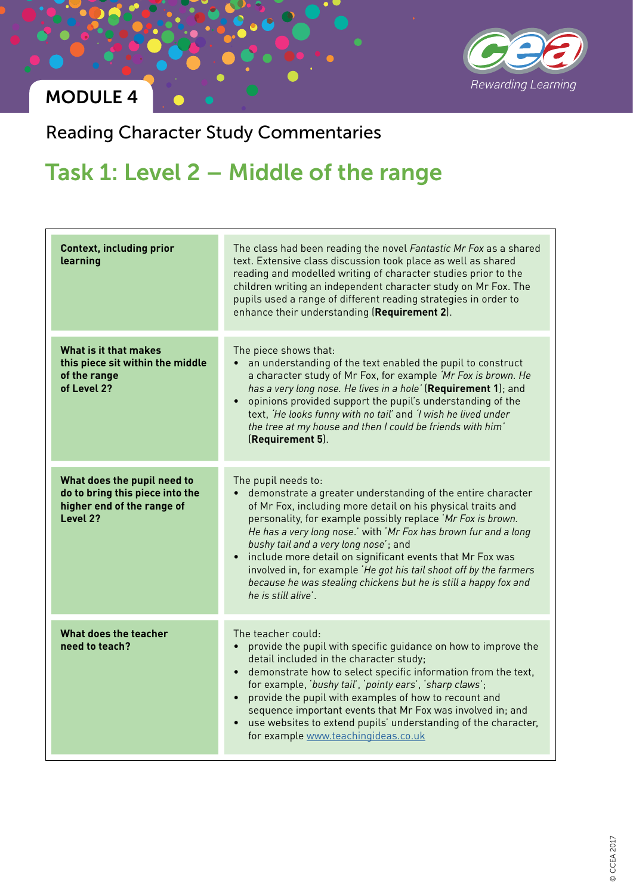MODULE 4

Reading Character Study Commentaries

# Task 1: Level 2 – Middle of the range

| | |
|---|---|
| **Context, including prior learning** | The class had been reading the novel *Fantastic Mr Fox* as a shared text. Extensive class discussion took place as well as shared reading and modelled writing of character studies prior to the children writing an independent character study on Mr Fox. The pupils used a range of different reading strategies in order to enhance their understanding (**Requirement 2**). |
| **What is it that makes this piece sit within the middle of the range of Level 2?** | The piece shows that:<br>• an understanding of the text enabled the pupil to construct a character study of Mr Fox, for example *'Mr Fox is brown. He has a very long nose. He lives in a hole'* (**Requirement 1**); and<br>• opinions provided support the pupil's understanding of the text, *'He looks funny with no tail'* and *'I wish he lived under the tree at my house and then I could be friends with him'* (**Requirement 5**). |
| **What does the pupil need to do to bring this piece into the higher end of the range of Level 2?** | The pupil needs to:<br>• demonstrate a greater understanding of the entire character of Mr Fox, including more detail on his physical traits and personality, for example possibly replace *'Mr Fox is brown. He has a very long nose.'* with *'Mr Fox has brown fur and a long bushy tail and a very long nose'*; and<br>• include more detail on significant events that Mr Fox was involved in, for example *'He got his tail shoot off by the farmers because he was stealing chickens but he is still a happy fox and he is still alive'*. |
| **What does the teacher need to teach?** | The teacher could:<br>• provide the pupil with specific guidance on how to improve the detail included in the character study;<br>• demonstrate how to select specific information from the text, for example, *'bushy tail'*, *'pointy ears'*, *'sharp claws'*;<br>• provide the pupil with examples of how to recount and sequence important events that Mr Fox was involved in; and<br>• use websites to extend pupils' understanding of the character, for example www.teachingideas.co.uk |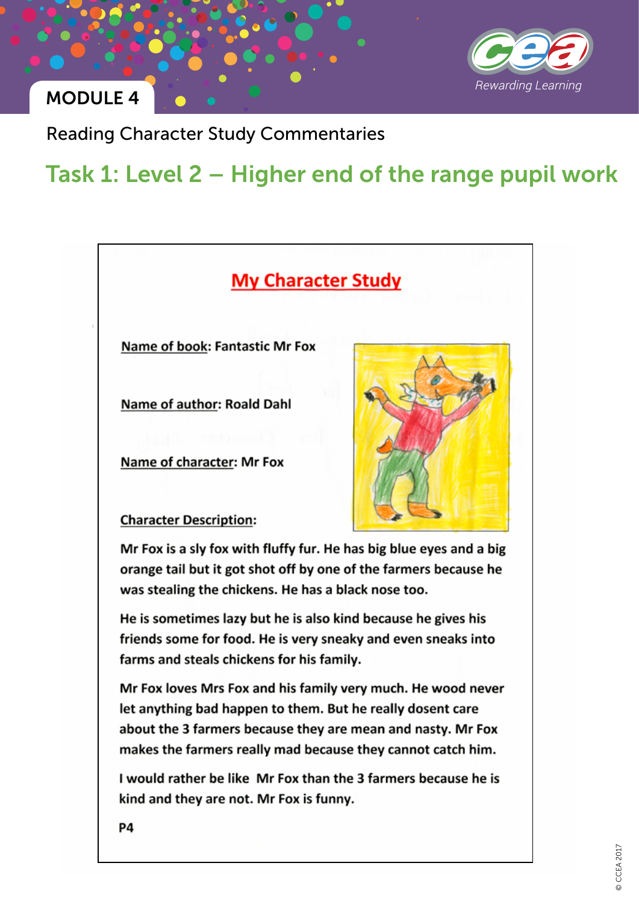MODULE 4

Reading Character Study Commentaries

## Task 1: Level 2 – Higher end of the range pupil work

# My Character Study

**Name of book**: Fantastic Mr Fox

**Name of author**: Roald Dahl

**Name of character**: Mr Fox

**Character Description:**

Mr Fox is a sly fox with fluffy fur. He has big blue eyes and a big orange tail but it got shot off by one of the farmers because he was stealing the chickens. He has a black nose too.

He is sometimes lazy but he is also kind because he gives his friends some for food. He is very sneaky and even sneaks into farms and steals chickens for his family.

Mr Fox loves Mrs Fox and his family very much. He wood never let anything bad happen to them. But he really dosent care about the 3 farmers because they are mean and nasty. Mr Fox makes the farmers really mad because they cannot catch him.

I would rather be like Mr Fox than the 3 farmers because he is kind and they are not. Mr Fox is funny.

P4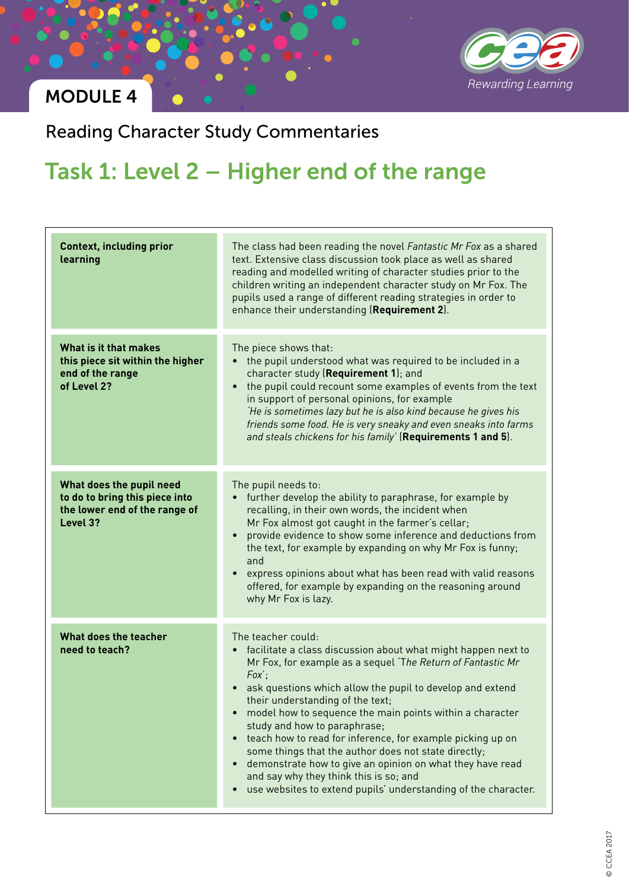MODULE 4

Reading Character Study Commentaries

# Task 1: Level 2 – Higher end of the range

| | |
|---|---|
| **Context, including prior learning** | The class had been reading the novel *Fantastic Mr Fox* as a shared text. Extensive class discussion took place as well as shared reading and modelled writing of character studies prior to the children writing an independent character study on Mr Fox. The pupils used a range of different reading strategies in order to enhance their understanding (**Requirement 2**). |
| **What is it that makes this piece sit within the higher end of the range of Level 2?** | The piece shows that:<br>• the pupil understood what was required to be included in a character study (**Requirement 1**); and<br>• the pupil could recount some examples of events from the text in support of personal opinions, for example *'He is sometimes lazy but he is also kind because he gives his friends some food. He is very sneaky and even sneaks into farms and steals chickens for his family'* (**Requirements 1 and 5**). |
| **What does the pupil need to do to bring this piece into the lower end of the range of Level 3?** | The pupil needs to:<br>• further develop the ability to paraphrase, for example by recalling, in their own words, the incident when Mr Fox almost got caught in the farmer's cellar;<br>• provide evidence to show some inference and deductions from the text, for example by expanding on why Mr Fox is funny; and<br>• express opinions about what has been read with valid reasons offered, for example by expanding on the reasoning around why Mr Fox is lazy. |
| **What does the teacher need to teach?** | The teacher could:<br>• facilitate a class discussion about what might happen next to Mr Fox, for example as a sequel *'The Return of Fantastic Mr Fox'*;<br>• ask questions which allow the pupil to develop and extend their understanding of the text;<br>• model how to sequence the main points within a character study and how to paraphrase;<br>• teach how to read for inference, for example picking up on some things that the author does not state directly;<br>• demonstrate how to give an opinion on what they have read and say why they think this is so; and<br>• use websites to extend pupils' understanding of the character. |